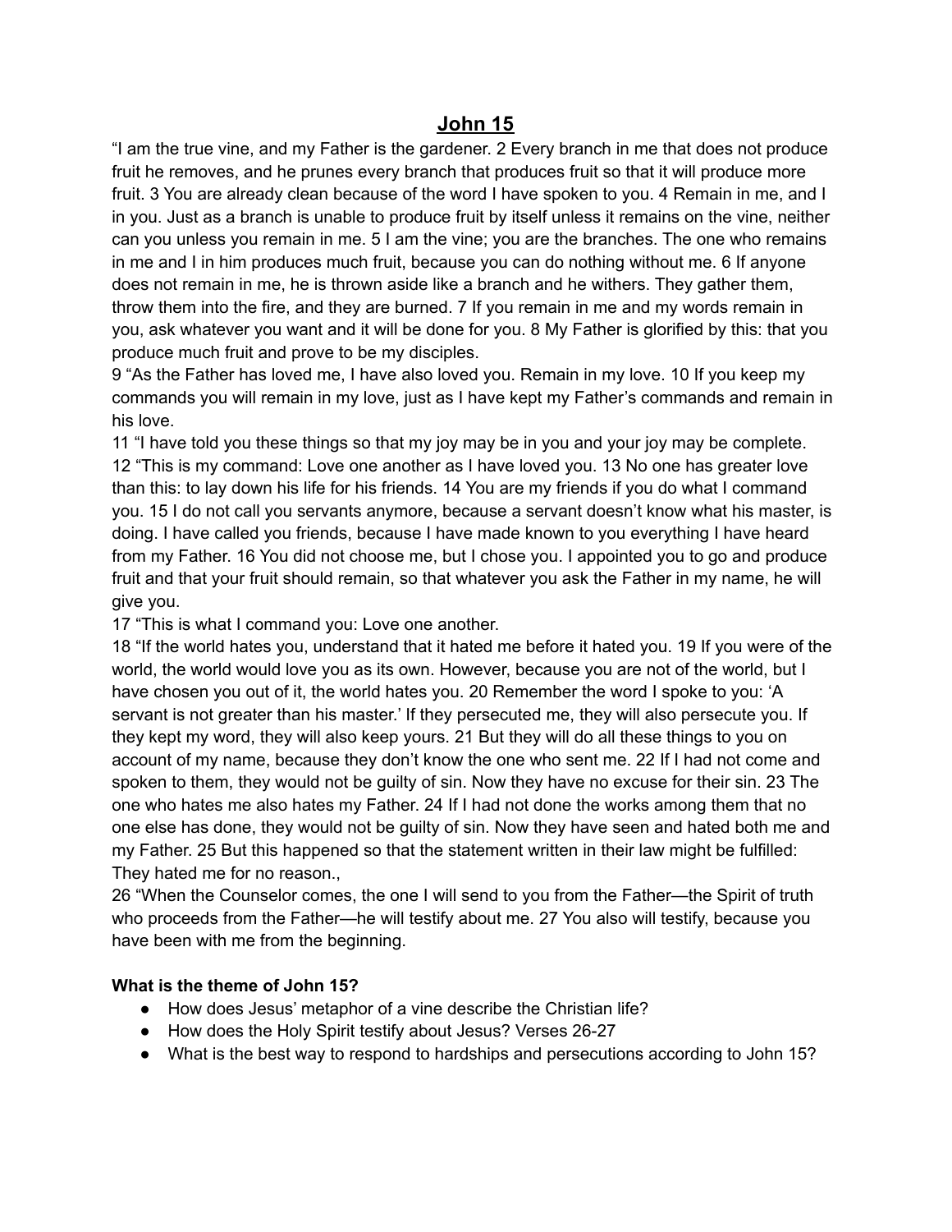# John 15

"I am the true vine, and my Father is the gardener. 2 Every branch in me that does not produce fruit he removes, and he prunes every branch that produces fruit so that it will produce more fruit. 3 You are already clean because of the word I have spoken to you. 4 Remain in me, and I in you. Just as a branch is unable to produce fruit by itself unless it remains on the vine, neither can you unless you remain in me. 5 I am the vine; you are the branches. The one who remains in me and I in him produces much fruit, because you can do nothing without me. 6 If anyone does not remain in me, he is thrown aside like a branch and he withers. They gather them, throw them into the fire, and they are burned. 7 If you remain in me and my words remain in you, ask whatever you want and it will be done for you. 8 My Father is glorified by this: that you produce much fruit and prove to be my disciples.

9 "As the Father has loved me, I have also loved you. Remain in my love. 10 If you keep my commands you will remain in my love, just as I have kept my Father's commands and remain in his love.

11 "I have told you these things so that my joy may be in you and your joy may be complete.

12 "This is my command: Love one another as I have loved you. 13 No one has greater love than this: to lay down his life for his friends. 14 You are my friends if you do what I command you. 15 I do not call you servants anymore, because a servant doesn't know what his master, is doing. I have called you friends, because I have made known to you everything I have heard from my Father. 16 You did not choose me, but I chose you. I appointed you to go and produce fruit and that your fruit should remain, so that whatever you ask the Father in my name, he will give you.

17 "This is what I command you: Love one another.

18 "If the world hates you, understand that it hated me before it hated you. 19 If you were of the world, the world would love you as its own. However, because you are not of the world, but I have chosen you out of it, the world hates you. 20 Remember the word I spoke to you: 'A servant is not greater than his master.' If they persecuted me, they will also persecute you. If they kept my word, they will also keep yours. 21 But they will do all these things to you on account of my name, because they don't know the one who sent me. 22 If I had not come and spoken to them, they would not be guilty of sin. Now they have no excuse for their sin. 23 The one who hates me also hates my Father. 24 If I had not done the works among them that no one else has done, they would not be guilty of sin. Now they have seen and hated both me and my Father. 25 But this happened so that the statement written in their law might be fulfilled: They hated me for no reason.,

26 "When the Counselor comes, the one I will send to you from the Father—the Spirit of truth who proceeds from the Father—he will testify about me. 27 You also will testify, because you have been with me from the beginning.

**What is the theme of John 15?**

- How does Jesus' metaphor of a vine describe the Christian life?
- How does the Holy Spirit testify about Jesus? Verses 26-27
- What is the best way to respond to hardships and persecutions according to John 15?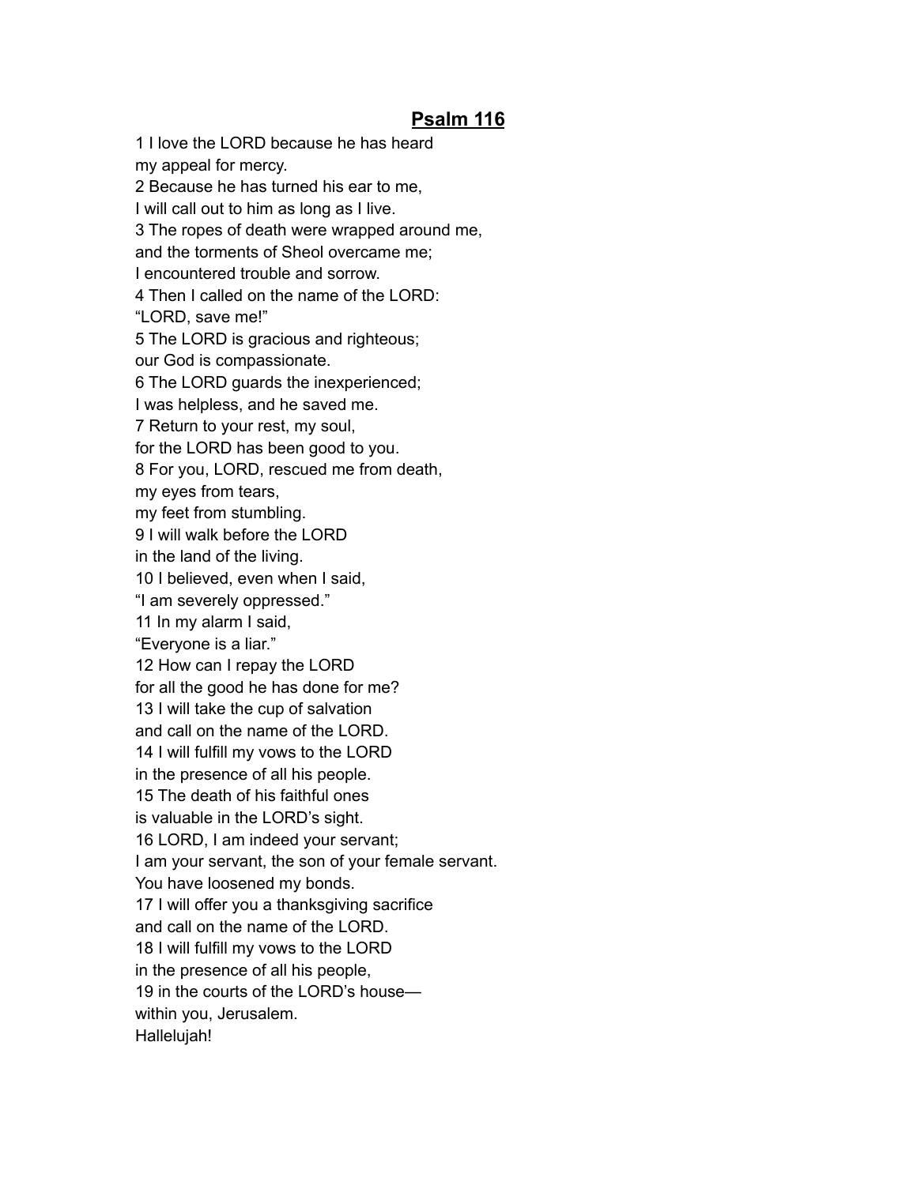# Psalm 116

1 I love the LORD because he has heard
my appeal for mercy.
2 Because he has turned his ear to me,
I will call out to him as long as I live.
3 The ropes of death were wrapped around me,
and the torments of Sheol overcame me;
I encountered trouble and sorrow.
4 Then I called on the name of the LORD:
“LORD, save me!”
5 The LORD is gracious and righteous;
our God is compassionate.
6 The LORD guards the inexperienced;
I was helpless, and he saved me.
7 Return to your rest, my soul,
for the LORD has been good to you.
8 For you, LORD, rescued me from death,
my eyes from tears,
my feet from stumbling.
9 I will walk before the LORD
in the land of the living.
10 I believed, even when I said,
“I am severely oppressed.”
11 In my alarm I said,
“Everyone is a liar.”
12 How can I repay the LORD
for all the good he has done for me?
13 I will take the cup of salvation
and call on the name of the LORD.
14 I will fulfill my vows to the LORD
in the presence of all his people.
15 The death of his faithful ones
is valuable in the LORD’s sight.
16 LORD, I am indeed your servant;
I am your servant, the son of your female servant.
You have loosened my bonds.
17 I will offer you a thanksgiving sacrifice
and call on the name of the LORD.
18 I will fulfill my vows to the LORD
in the presence of all his people,
19 in the courts of the LORD’s house—
within you, Jerusalem.
Hallelujah!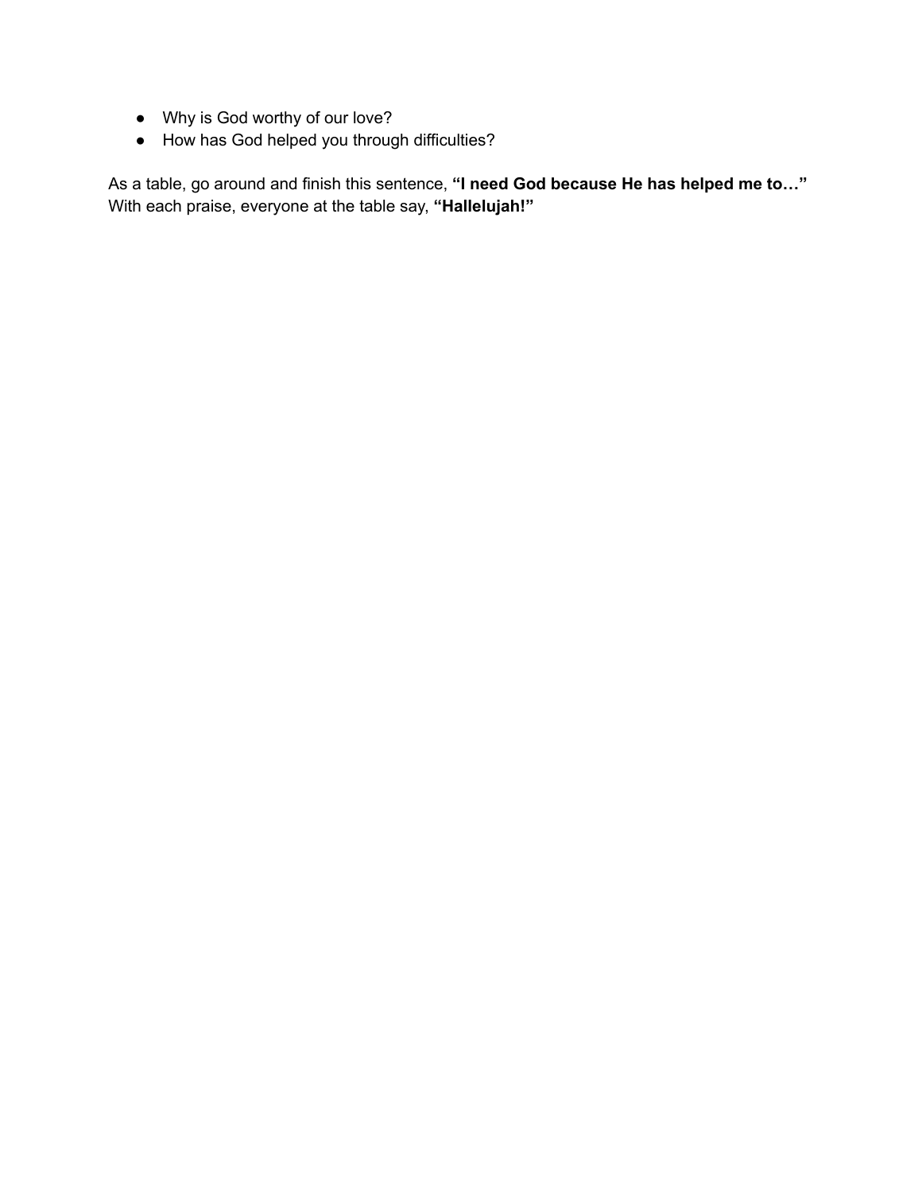- Why is God worthy of our love?
- How has God helped you through difficulties?

As a table, go around and finish this sentence, **"I need God because He has helped me to…"** With each praise, everyone at the table say, **"Hallelujah!"**